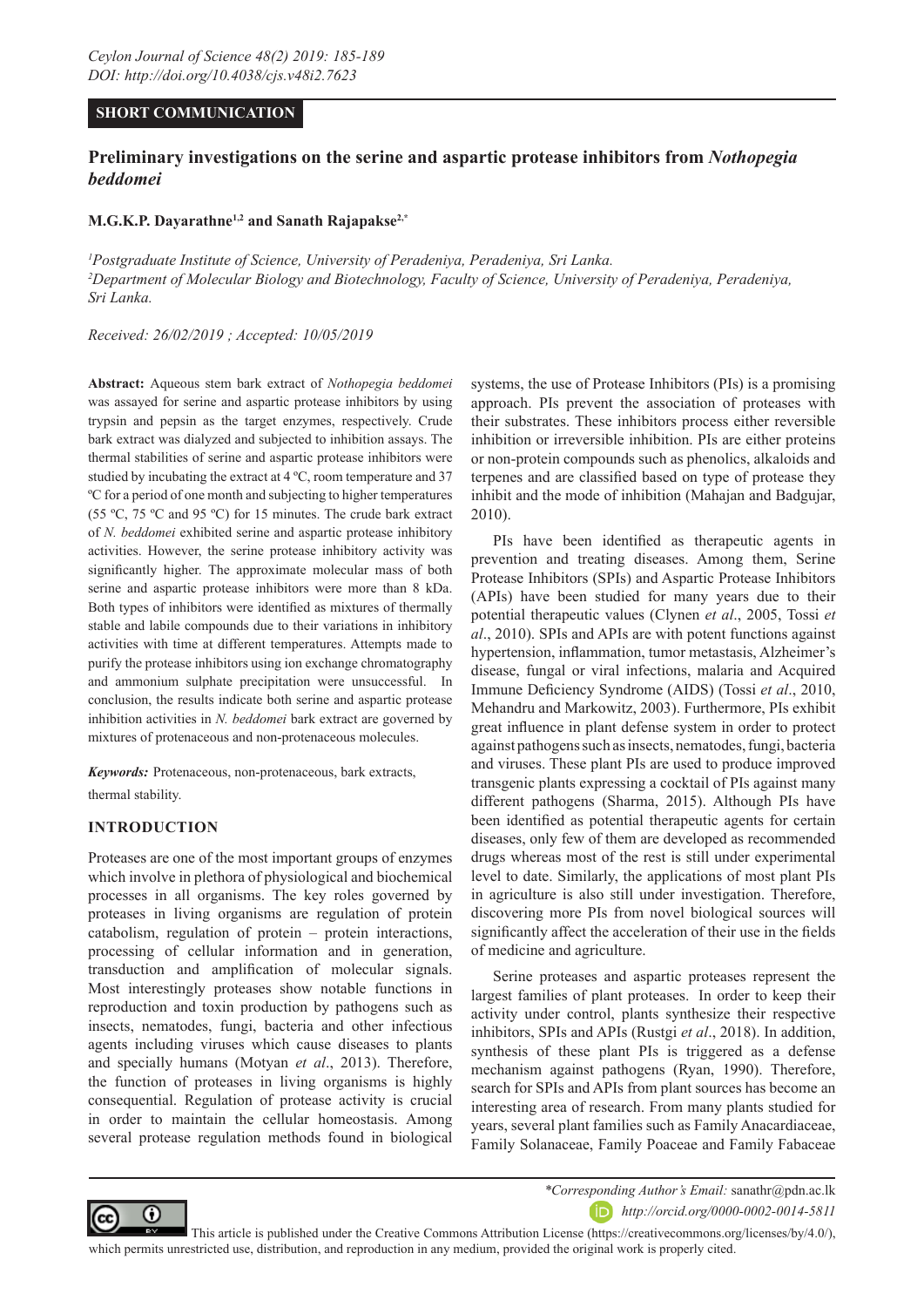SHORT COMMUNICATION

# Preliminary investigations on the serine and aspartic protease inhibitors from *Nothopegia beddomei*

**M.G.K.P. Dayarathne[1,2] and Sanath Rajapakse[2,*]**

[1]*Postgraduate Institute of Science, University of Peradeniya, Peradeniya, Sri Lanka.*
[2]*Department of Molecular Biology and Biotechnology, Faculty of Science, University of Peradeniya, Peradeniya, Sri Lanka.*

*Received: 26/02/2019 ; Accepted: 10/05/2019*

**Abstract:** Aqueous stem bark extract of *Nothopegia beddomei* was assayed for serine and aspartic protease inhibitors by using trypsin and pepsin as the target enzymes, respectively. Crude bark extract was dialyzed and subjected to inhibition assays. The thermal stabilities of serine and aspartic protease inhibitors were studied by incubating the extract at 4 ºC, room temperature and 37 ºC for a period of one month and subjecting to higher temperatures (55 ºC, 75 ºC and 95 ºC) for 15 minutes. The crude bark extract of *N. beddomei* exhibited serine and aspartic protease inhibitory activities. However, the serine protease inhibitory activity was significantly higher. The approximate molecular mass of both serine and aspartic protease inhibitors were more than 8 kDa. Both types of inhibitors were identified as mixtures of thermally stable and labile compounds due to their variations in inhibitory activities with time at different temperatures. Attempts made to purify the protease inhibitors using ion exchange chromatography and ammonium sulphate precipitation were unsuccessful. In conclusion, the results indicate both serine and aspartic protease inhibition activities in *N. beddomei* bark extract are governed by mixtures of protenaceous and non-protenaceous molecules.

***Keywords:*** Protenaceous, non-protenaceous, bark extracts, thermal stability.

## INTRODUCTION

Proteases are one of the most important groups of enzymes which involve in plethora of physiological and biochemical processes in all organisms. The key roles governed by proteases in living organisms are regulation of protein catabolism, regulation of protein – protein interactions, processing of cellular information and in generation, transduction and amplification of molecular signals. Most interestingly proteases show notable functions in reproduction and toxin production by pathogens such as insects, nematodes, fungi, bacteria and other infectious agents including viruses which cause diseases to plants and specially humans (Motyan *et al*., 2013). Therefore, the function of proteases in living organisms is highly consequential. Regulation of protease activity is crucial in order to maintain the cellular homeostasis. Among several protease regulation methods found in biological systems, the use of Protease Inhibitors (PIs) is a promising approach. PIs prevent the association of proteases with their substrates. These inhibitors process either reversible inhibition or irreversible inhibition. PIs are either proteins or non-protein compounds such as phenolics, alkaloids and terpenes and are classified based on type of protease they inhibit and the mode of inhibition (Mahajan and Badgujar, 2010).

PIs have been identified as therapeutic agents in prevention and treating diseases. Among them, Serine Protease Inhibitors (SPIs) and Aspartic Protease Inhibitors (APIs) have been studied for many years due to their potential therapeutic values (Clynen *et al*., 2005, Tossi *et al*., 2010). SPIs and APIs are with potent functions against hypertension, inflammation, tumor metastasis, Alzheimer's disease, fungal or viral infections, malaria and Acquired Immune Deficiency Syndrome (AIDS) (Tossi *et al*., 2010, Mehandru and Markowitz, 2003). Furthermore, PIs exhibit great influence in plant defense system in order to protect against pathogens such as insects, nematodes, fungi, bacteria and viruses. These plant PIs are used to produce improved transgenic plants expressing a cocktail of PIs against many different pathogens (Sharma, 2015). Although PIs have been identified as potential therapeutic agents for certain diseases, only few of them are developed as recommended drugs whereas most of the rest is still under experimental level to date. Similarly, the applications of most plant PIs in agriculture is also still under investigation. Therefore, discovering more PIs from novel biological sources will significantly affect the acceleration of their use in the fields of medicine and agriculture.

Serine proteases and aspartic proteases represent the largest families of plant proteases. In order to keep their activity under control, plants synthesize their respective inhibitors, SPIs and APIs (Rustgi *et al*., 2018). In addition, synthesis of these plant PIs is triggered as a defense mechanism against pathogens (Ryan, 1990). Therefore, search for SPIs and APIs from plant sources has become an interesting area of research. From many plants studied for years, several plant families such as Family Anacardiaceae, Family Solanaceae, Family Poaceae and Family Fabaceae

*\*Corresponding Author's Email:* sanathr@pdn.ac.lk
*http://orcid.org/0000-0002-0014-5811*

This article is published under the Creative Commons Attribution License (https://creativecommons.org/licenses/by/4.0/), which permits unrestricted use, distribution, and reproduction in any medium, provided the original work is properly cited.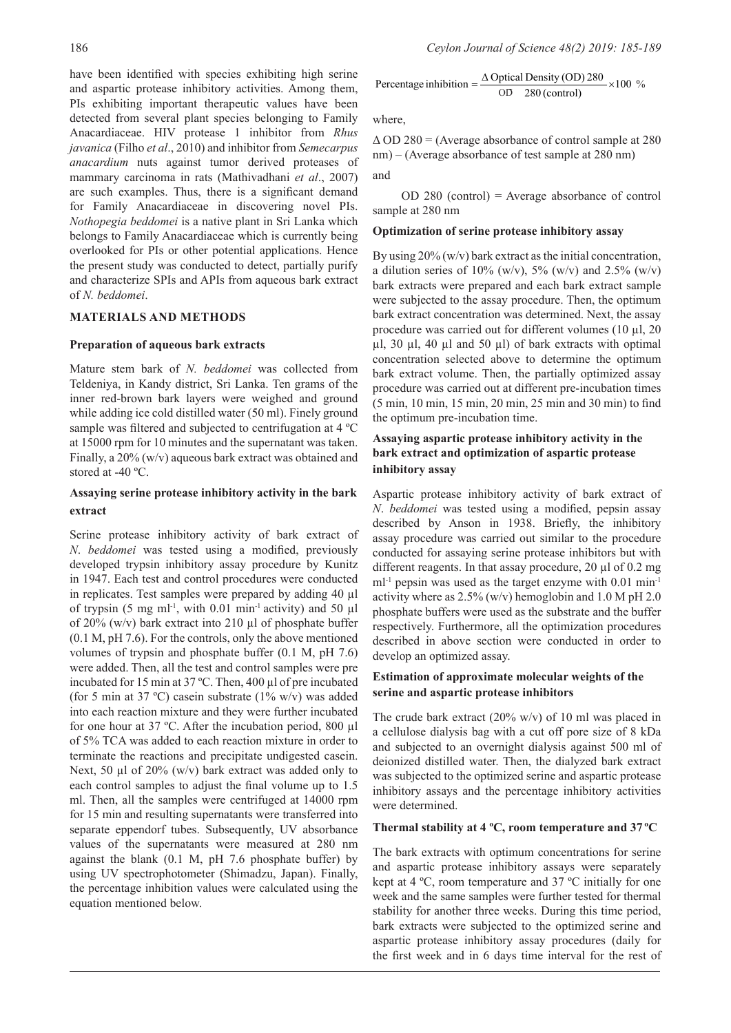have been identified with species exhibiting high serine and aspartic protease inhibitory activities. Among them, PIs exhibiting important therapeutic values have been detected from several plant species belonging to Family Anacardiaceae. HIV protease 1 inhibitor from *Rhus javanica* (Filho *et al*., 2010) and inhibitor from *Semecarpus anacardium* nuts against tumor derived proteases of mammary carcinoma in rats (Mathivadhani *et al*., 2007) are such examples. Thus, there is a significant demand for Family Anacardiaceae in discovering novel PIs. *Nothopegia beddomei* is a native plant in Sri Lanka which belongs to Family Anacardiaceae which is currently being overlooked for PIs or other potential applications. Hence the present study was conducted to detect, partially purify and characterize SPIs and APIs from aqueous bark extract of *N. beddomei*.

## MATERIALS AND METHODS

### Preparation of aqueous bark extracts

Mature stem bark of *N. beddomei* was collected from Teldeniya, in Kandy district, Sri Lanka. Ten grams of the inner red-brown bark layers were weighed and ground while adding ice cold distilled water (50 ml). Finely ground sample was filtered and subjected to centrifugation at 4 ºC at 15000 rpm for 10 minutes and the supernatant was taken. Finally, a 20% (w/v) aqueous bark extract was obtained and stored at -40 ºC.

### Assaying serine protease inhibitory activity in the bark extract

Serine protease inhibitory activity of bark extract of *N. beddomei* was tested using a modified, previously developed trypsin inhibitory assay procedure by Kunitz in 1947. Each test and control procedures were conducted in replicates. Test samples were prepared by adding 40 µl of trypsin (5 mg ml$^{-1}$, with 0.01 min$^{-1}$ activity) and 50 µl of 20% (w/v) bark extract into 210 µl of phosphate buffer (0.1 M, pH 7.6). For the controls, only the above mentioned volumes of trypsin and phosphate buffer (0.1 M, pH 7.6) were added. Then, all the test and control samples were pre incubated for 15 min at 37 ºC. Then, 400 µl of pre incubated (for 5 min at 37 ºC) casein substrate (1% w/v) was added into each reaction mixture and they were further incubated for one hour at 37 ºC. After the incubation period, 800 µl of 5% TCA was added to each reaction mixture in order to terminate the reactions and precipitate undigested casein. Next, 50 µl of 20% (w/v) bark extract was added only to each control samples to adjust the final volume up to 1.5 ml. Then, all the samples were centrifuged at 14000 rpm for 15 min and resulting supernatants were transferred into separate eppendorf tubes. Subsequently, UV absorbance values of the supernatants were measured at 280 nm against the blank (0.1 M, pH 7.6 phosphate buffer) by using UV spectrophotometer (Shimadzu, Japan). Finally, the percentage inhibition values were calculated using the equation mentioned below.

$$\text{Percentage inhibition} = \frac{\Delta \text{ Optical Density (OD) } 280}{\text{OD } 280 \text{ (control)}} \times 100 \ \%$$

where,

$\Delta$ OD 280 = (Average absorbance of control sample at 280 nm) – (Average absorbance of test sample at 280 nm)

and

OD 280 (control) = Average absorbance of control sample at 280 nm

### Optimization of serine protease inhibitory assay

By using 20% (w/v) bark extract as the initial concentration, a dilution series of 10% (w/v), 5% (w/v) and 2.5% (w/v) bark extracts were prepared and each bark extract sample were subjected to the assay procedure. Then, the optimum bark extract concentration was determined. Next, the assay procedure was carried out for different volumes (10 µl, 20 µl, 30 µl, 40 µl and 50 µl) of bark extracts with optimal concentration selected above to determine the optimum bark extract volume. Then, the partially optimized assay procedure was carried out at different pre-incubation times (5 min, 10 min, 15 min, 20 min, 25 min and 30 min) to find the optimum pre-incubation time.

### Assaying aspartic protease inhibitory activity in the bark extract and optimization of aspartic protease inhibitory assay

Aspartic protease inhibitory activity of bark extract of *N*. *beddomei* was tested using a modified, pepsin assay described by Anson in 1938. Briefly, the inhibitory assay procedure was carried out similar to the procedure conducted for assaying serine protease inhibitors but with different reagents. In that assay procedure, 20 µl of 0.2 mg ml$^{-1}$ pepsin was used as the target enzyme with 0.01 min$^{-1}$ activity where as 2.5% (w/v) hemoglobin and 1.0 M pH 2.0 phosphate buffers were used as the substrate and the buffer respectively. Furthermore, all the optimization procedures described in above section were conducted in order to develop an optimized assay.

### Estimation of approximate molecular weights of the serine and aspartic protease inhibitors

The crude bark extract (20% w/v) of 10 ml was placed in a cellulose dialysis bag with a cut off pore size of 8 kDa and subjected to an overnight dialysis against 500 ml of deionized distilled water. Then, the dialyzed bark extract was subjected to the optimized serine and aspartic protease inhibitory assays and the percentage inhibitory activities were determined.

### Thermal stability at 4 ºC, room temperature and 37 ºC

The bark extracts with optimum concentrations for serine and aspartic protease inhibitory assays were separately kept at 4 ºC, room temperature and 37 ºC initially for one week and the same samples were further tested for thermal stability for another three weeks. During this time period, bark extracts were subjected to the optimized serine and aspartic protease inhibitory assay procedures (daily for the first week and in 6 days time interval for the rest of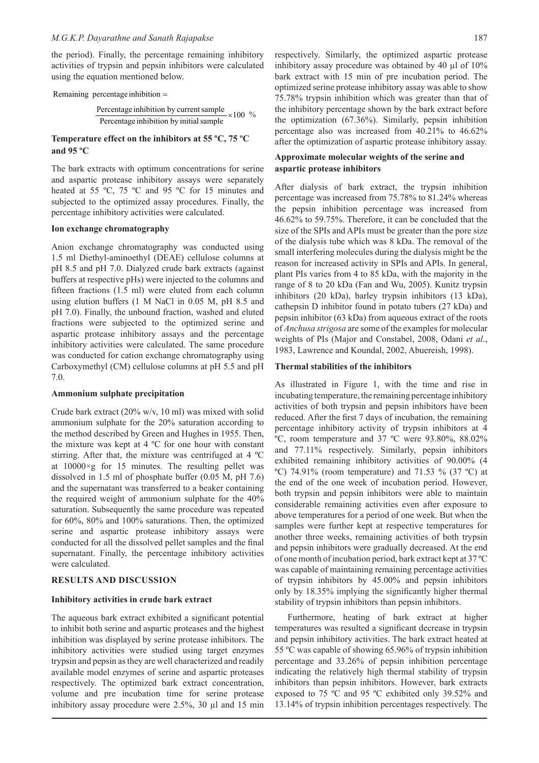the period). Finally, the percentage remaining inhibitory activities of trypsin and pepsin inhibitors were calculated using the equation mentioned below.

$$\text{Remaining percentage inhibition} = \frac{\text{Percentage inhibition by current sample}}{\text{Percentage inhibition by initial sample}} \times 100 \ \%$$

### Temperature effect on the inhibitors at 55 ºC, 75 ºC and 95 ºC

The bark extracts with optimum concentrations for serine and aspartic protease inhibitory assays were separately heated at 55 ºC, 75 ºC and 95 ºC for 15 minutes and subjected to the optimized assay procedures. Finally, the percentage inhibitory activities were calculated.

### Ion exchange chromatography

Anion exchange chromatography was conducted using 1.5 ml Diethyl-aminoethyl (DEAE) cellulose columns at pH 8.5 and pH 7.0. Dialyzed crude bark extracts (against buffers at respective pHs) were injected to the columns and fifteen fractions (1.5 ml) were eluted from each column using elution buffers (1 M NaCl in 0.05 M, pH 8.5 and pH 7.0). Finally, the unbound fraction, washed and eluted fractions were subjected to the optimized serine and aspartic protease inhibitory assays and the percentage inhibitory activities were calculated. The same procedure was conducted for cation exchange chromatography using Carboxymethyl (CM) cellulose columns at pH 5.5 and pH 7.0.

### Ammonium sulphate precipitation

Crude bark extract (20% w/v, 10 ml) was mixed with solid ammonium sulphate for the 20% saturation according to the method described by Green and Hughes in 1955. Then, the mixture was kept at 4 ºC for one hour with constant stirring. After that, the mixture was centrifuged at 4 ºC at 10000×g for 15 minutes. The resulting pellet was dissolved in 1.5 ml of phosphate buffer (0.05 M, pH 7.6) and the supernatant was transferred to a beaker containing the required weight of ammonium sulphate for the 40% saturation. Subsequently the same procedure was repeated for 60%, 80% and 100% saturations. Then, the optimized serine and aspartic protease inhibitory assays were conducted for all the dissolved pellet samples and the final supernatant. Finally, the percentage inhibitory activities were calculated.

## RESULTS AND DISCUSSION

### Inhibitory activities in crude bark extract

The aqueous bark extract exhibited a significant potential to inhibit both serine and aspartic proteases and the highest inhibition was displayed by serine protease inhibitors. The inhibitory activities were studied using target enzymes trypsin and pepsin as they are well characterized and readily available model enzymes of serine and aspartic proteases respectively. The optimized bark extract concentration, volume and pre incubation time for serine protease inhibitory assay procedure were 2.5%, 30 µl and 15 min respectively. Similarly, the optimized aspartic protease inhibitory assay procedure was obtained by 40 µl of 10% bark extract with 15 min of pre incubation period. The optimized serine protease inhibitory assay was able to show 75.78% trypsin inhibition which was greater than that of the inhibitory percentage shown by the bark extract before the optimization (67.36%). Similarly, pepsin inhibition percentage also was increased from 40.21% to 46.62% after the optimization of aspartic protease inhibitory assay.

### Approximate molecular weights of the serine and aspartic protease inhibitors

After dialysis of bark extract, the trypsin inhibition percentage was increased from 75.78% to 81.24% whereas the pepsin inhibition percentage was increased from 46.62% to 59.75%. Therefore, it can be concluded that the size of the SPIs and APIs must be greater than the pore size of the dialysis tube which was 8 kDa. The removal of the small interfering molecules during the dialysis might be the reason for increased activity in SPIs and APIs. In general, plant PIs varies from 4 to 85 kDa, with the majority in the range of 8 to 20 kDa (Fan and Wu, 2005). Kunitz trypsin inhibitors (20 kDa), barley trypsin inhibitors (13 kDa), cathepsin D inhibitor found in potato tubers (27 kDa) and pepsin inhibitor (63 kDa) from aqueous extract of the roots of *Anchusa strigosa* are some of the examples for molecular weights of PIs (Major and Constabel, 2008, Odani *et al*., 1983, Lawrence and Koundal, 2002, Abuereish, 1998).

### Thermal stabilities of the inhibitors

As illustrated in Figure 1, with the time and rise in incubating temperature, the remaining percentage inhibitory activities of both trypsin and pepsin inhibitors have been reduced. After the first 7 days of incubation, the remaining percentage inhibitory activity of trypsin inhibitors at 4 ºC, room temperature and 37 ºC were 93.80%, 88.02% and 77.11% respectively. Similarly, pepsin inhibitors exhibited remaining inhibitory activities of 90.00% (4 ºC) 74.91% (room temperature) and 71.53 % (37 ºC) at the end of the one week of incubation period. However, both trypsin and pepsin inhibitors were able to maintain considerable remaining activities even after exposure to above temperatures for a period of one week. But when the samples were further kept at respective temperatures for another three weeks, remaining activities of both trypsin and pepsin inhibitors were gradually decreased. At the end of one month of incubation period, bark extract kept at 37 ºC was capable of maintaining remaining percentage activities of trypsin inhibitors by 45.00% and pepsin inhibitors only by 18.35% implying the significantly higher thermal stability of trypsin inhibitors than pepsin inhibitors.

Furthermore, heating of bark extract at higher temperatures was resulted a significant decrease in trypsin and pepsin inhibitory activities. The bark extract heated at 55 ºC was capable of showing 65.96% of trypsin inhibition percentage and 33.26% of pepsin inhibition percentage indicating the relatively high thermal stability of trypsin inhibitors than pepsin inhibitors. However, bark extracts exposed to 75 ºC and 95 ºC exhibited only 39.52% and 13.14% of trypsin inhibition percentages respectively. The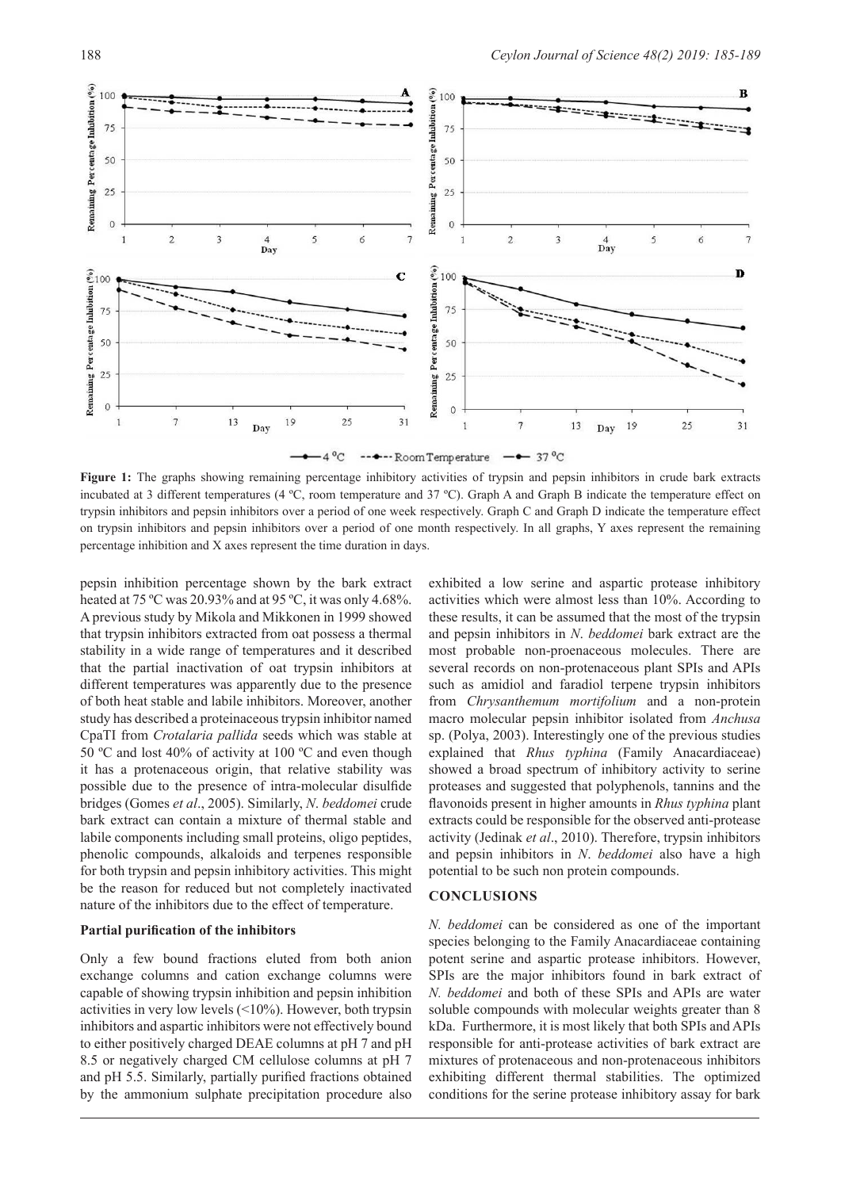**Figure 1:** The graphs showing remaining percentage inhibitory activities of trypsin and pepsin inhibitors in crude bark extracts incubated at 3 different temperatures (4 ºC, room temperature and 37 ºC). Graph A and Graph B indicate the temperature effect on trypsin inhibitors and pepsin inhibitors over a period of one week respectively. Graph C and Graph D indicate the temperature effect on trypsin inhibitors and pepsin inhibitors over a period of one month respectively. In all graphs, Y axes represent the remaining percentage inhibition and X axes represent the time duration in days.

pepsin inhibition percentage shown by the bark extract heated at 75 ºC was 20.93% and at 95 ºC, it was only 4.68%. A previous study by Mikola and Mikkonen in 1999 showed that trypsin inhibitors extracted from oat possess a thermal stability in a wide range of temperatures and it described that the partial inactivation of oat trypsin inhibitors at different temperatures was apparently due to the presence of both heat stable and labile inhibitors. Moreover, another study has described a proteinaceous trypsin inhibitor named CpaTI from *Crotalaria pallida* seeds which was stable at 50 ºC and lost 40% of activity at 100 ºC and even though it has a protenaceous origin, that relative stability was possible due to the presence of intra-molecular disulfide bridges (Gomes *et al*., 2005). Similarly, *N. beddomei* crude bark extract can contain a mixture of thermal stable and labile components including small proteins, oligo peptides, phenolic compounds, alkaloids and terpenes responsible for both trypsin and pepsin inhibitory activities. This might be the reason for reduced but not completely inactivated nature of the inhibitors due to the effect of temperature.

### Partial purification of the inhibitors

Only a few bound fractions eluted from both anion exchange columns and cation exchange columns were capable of showing trypsin inhibition and pepsin inhibition activities in very low levels (<10%). However, both trypsin inhibitors and aspartic inhibitors were not effectively bound to either positively charged DEAE columns at pH 7 and pH 8.5 or negatively charged CM cellulose columns at pH 7 and pH 5.5. Similarly, partially purified fractions obtained by the ammonium sulphate precipitation procedure also exhibited a low serine and aspartic protease inhibitory activities which were almost less than 10%. According to these results, it can be assumed that the most of the trypsin and pepsin inhibitors in *N. beddomei* bark extract are the most probable non-proenaceous molecules. There are several records on non-protenaceous plant SPIs and APIs such as amidiol and faradiol terpene trypsin inhibitors from *Chrysanthemum mortifolium* and a non-protein macro molecular pepsin inhibitor isolated from *Anchusa* sp. (Polya, 2003). Interestingly one of the previous studies explained that *Rhus typhina* (Family Anacardiaceae) showed a broad spectrum of inhibitory activity to serine proteases and suggested that polyphenols, tannins and the flavonoids present in higher amounts in *Rhus typhina* plant extracts could be responsible for the observed anti-protease activity (Jedinak *et al*., 2010). Therefore, trypsin inhibitors and pepsin inhibitors in *N. beddomei* also have a high potential to be such non protein compounds.

## CONCLUSIONS

*N. beddomei* can be considered as one of the important species belonging to the Family Anacardiaceae containing potent serine and aspartic protease inhibitors. However, SPIs are the major inhibitors found in bark extract of *N. beddomei* and both of these SPIs and APIs are water soluble compounds with molecular weights greater than 8 kDa. Furthermore, it is most likely that both SPIs and APIs responsible for anti-protease activities of bark extract are mixtures of protenaceous and non-protenaceous inhibitors exhibiting different thermal stabilities. The optimized conditions for the serine protease inhibitory assay for bark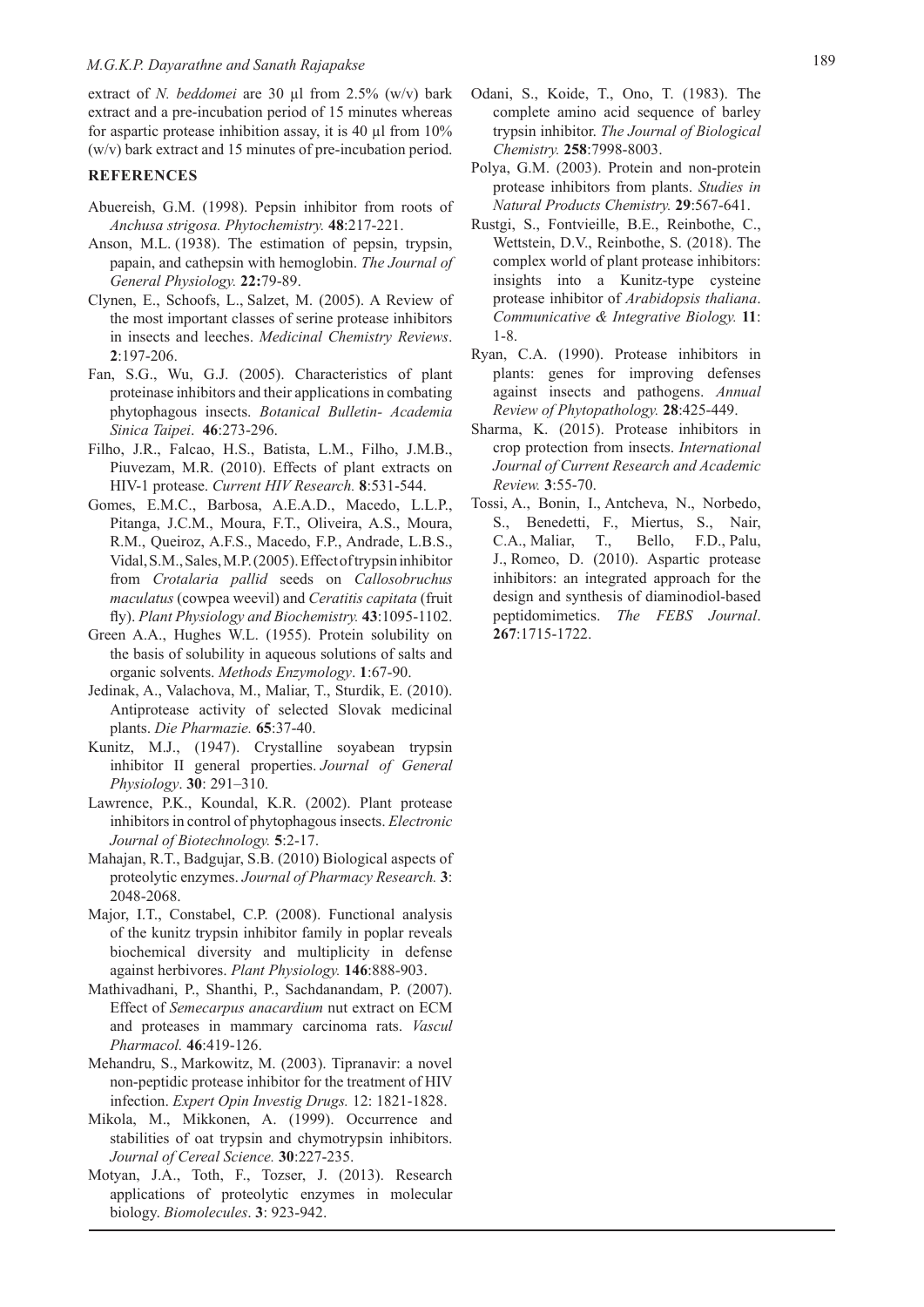extract of *N. beddomei* are 30 µl from 2.5% (w/v) bark extract and a pre-incubation period of 15 minutes whereas for aspartic protease inhibition assay, it is 40 µl from 10% (w/v) bark extract and 15 minutes of pre-incubation period.

## REFERENCES

Abuereish, G.M. (1998). Pepsin inhibitor from roots of *Anchusa strigosa. Phytochemistry.* **48**:217-221.

Anson, M.L. (1938). The estimation of pepsin, trypsin, papain, and cathepsin with hemoglobin. *The Journal of General Physiology.* **22:**79-89.

Clynen, E., Schoofs, L., Salzet, M. (2005). A Review of the most important classes of serine protease inhibitors in insects and leeches. *Medicinal Chemistry Reviews*. **2**:197-206.

Fan, S.G., Wu, G.J. (2005). Characteristics of plant proteinase inhibitors and their applications in combating phytophagous insects. *Botanical Bulletin- Academia Sinica Taipei*. **46**:273-296.

Filho, J.R., Falcao, H.S., Batista, L.M., Filho, J.M.B., Piuvezam, M.R. (2010). Effects of plant extracts on HIV-1 protease. *Current HIV Research.* **8**:531-544.

Gomes, E.M.C., Barbosa, A.E.A.D., Macedo, L.L.P., Pitanga, J.C.M., Moura, F.T., Oliveira, A.S., Moura, R.M., Queiroz, A.F.S., Macedo, F.P., Andrade, L.B.S., Vidal, S.M., Sales, M.P. (2005). Effect of trypsin inhibitor from *Crotalaria pallid* seeds on *Callosobruchus maculatus* (cowpea weevil) and *Ceratitis capitata* (fruit fly). *Plant Physiology and Biochemistry.* **43**:1095-1102.

Green A.A., Hughes W.L. (1955). Protein solubility on the basis of solubility in aqueous solutions of salts and organic solvents. *Methods Enzymology*. **1**:67-90.

Jedinak, A., Valachova, M., Maliar, T., Sturdik, E. (2010). Antiprotease activity of selected Slovak medicinal plants. *Die Pharmazie.* **65**:37-40.

Kunitz, M.J., (1947). Crystalline soyabean trypsin inhibitor II general properties. *Journal of General Physiology*. **30**: 291–310.

Lawrence, P.K., Koundal, K.R. (2002). Plant protease inhibitors in control of phytophagous insects. *Electronic Journal of Biotechnology.* **5**:2-17.

Mahajan, R.T., Badgujar, S.B. (2010) Biological aspects of proteolytic enzymes. *Journal of Pharmacy Research.* **3**: 2048-2068.

Major, I.T., Constabel, C.P. (2008). Functional analysis of the kunitz trypsin inhibitor family in poplar reveals biochemical diversity and multiplicity in defense against herbivores. *Plant Physiology.* **146**:888-903.

Mathivadhani, P., Shanthi, P., Sachdanandam, P. (2007). Effect of *Semecarpus anacardium* nut extract on ECM and proteases in mammary carcinoma rats. *Vascul Pharmacol.* **46**:419-126.

Mehandru, S., Markowitz, M. (2003). Tipranavir: a novel non-peptidic protease inhibitor for the treatment of HIV infection. *Expert Opin Investig Drugs.* 12: 1821-1828.

Mikola, M., Mikkonen, A. (1999). Occurrence and stabilities of oat trypsin and chymotrypsin inhibitors. *Journal of Cereal Science.* **30**:227-235.

Motyan, J.A., Toth, F., Tozser, J. (2013). Research applications of proteolytic enzymes in molecular biology. *Biomolecules*. **3**: 923-942.

Odani, S., Koide, T., Ono, T. (1983). The complete amino acid sequence of barley trypsin inhibitor. *The Journal of Biological Chemistry.* **258**:7998-8003.

Polya, G.M. (2003). Protein and non-protein protease inhibitors from plants. *Studies in Natural Products Chemistry.* **29**:567-641.

Rustgi, S., Fontvieille, B.E., Reinbothe, C., Wettstein, D.V., Reinbothe, S. (2018). The complex world of plant protease inhibitors: insights into a Kunitz-type cysteine protease inhibitor of *Arabidopsis thaliana*. *Communicative & Integrative Biology.* **11**: 1-8.

Ryan, C.A. (1990). Protease inhibitors in plants: genes for improving defenses against insects and pathogens. *Annual Review of Phytopathology.* **28**:425-449.

Sharma, K. (2015). Protease inhibitors in crop protection from insects. *International Journal of Current Research and Academic Review.* **3**:55-70.

Tossi, A., Bonin, I., Antcheva, N., Norbedo, S., Benedetti, F., Miertus, S., Nair, C.A., Maliar, T., Bello, F.D., Palu, J., Romeo, D. (2010). Aspartic protease inhibitors: an integrated approach for the design and synthesis of diaminodiol-based peptidomimetics. *The FEBS Journal*. **267**:1715-1722.